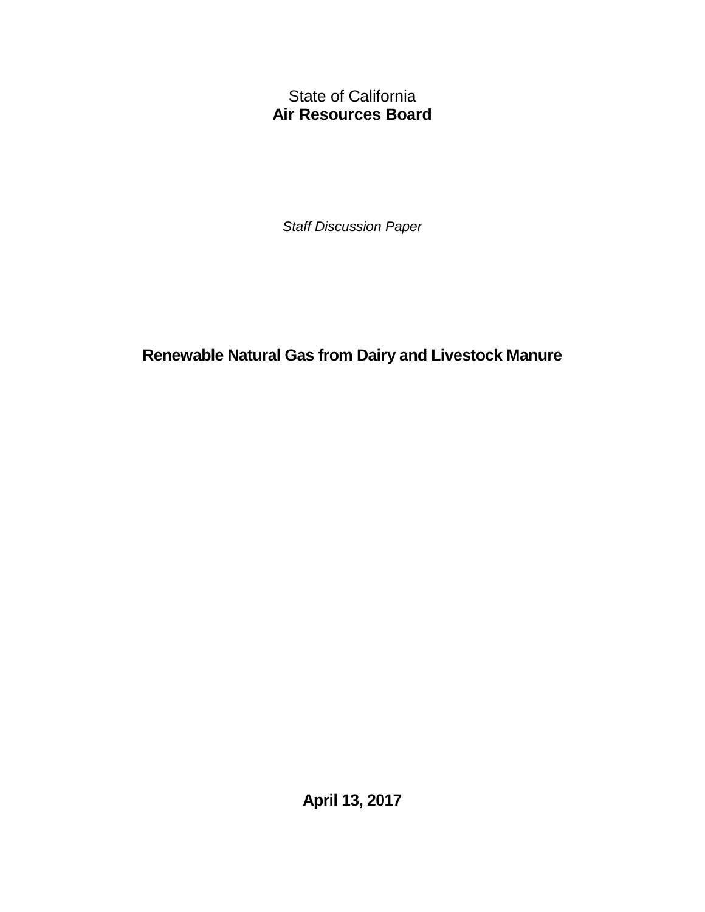State of California
**Air Resources Board**

*Staff Discussion Paper*

# Renewable Natural Gas from Dairy and Livestock Manure

**April 13, 2017**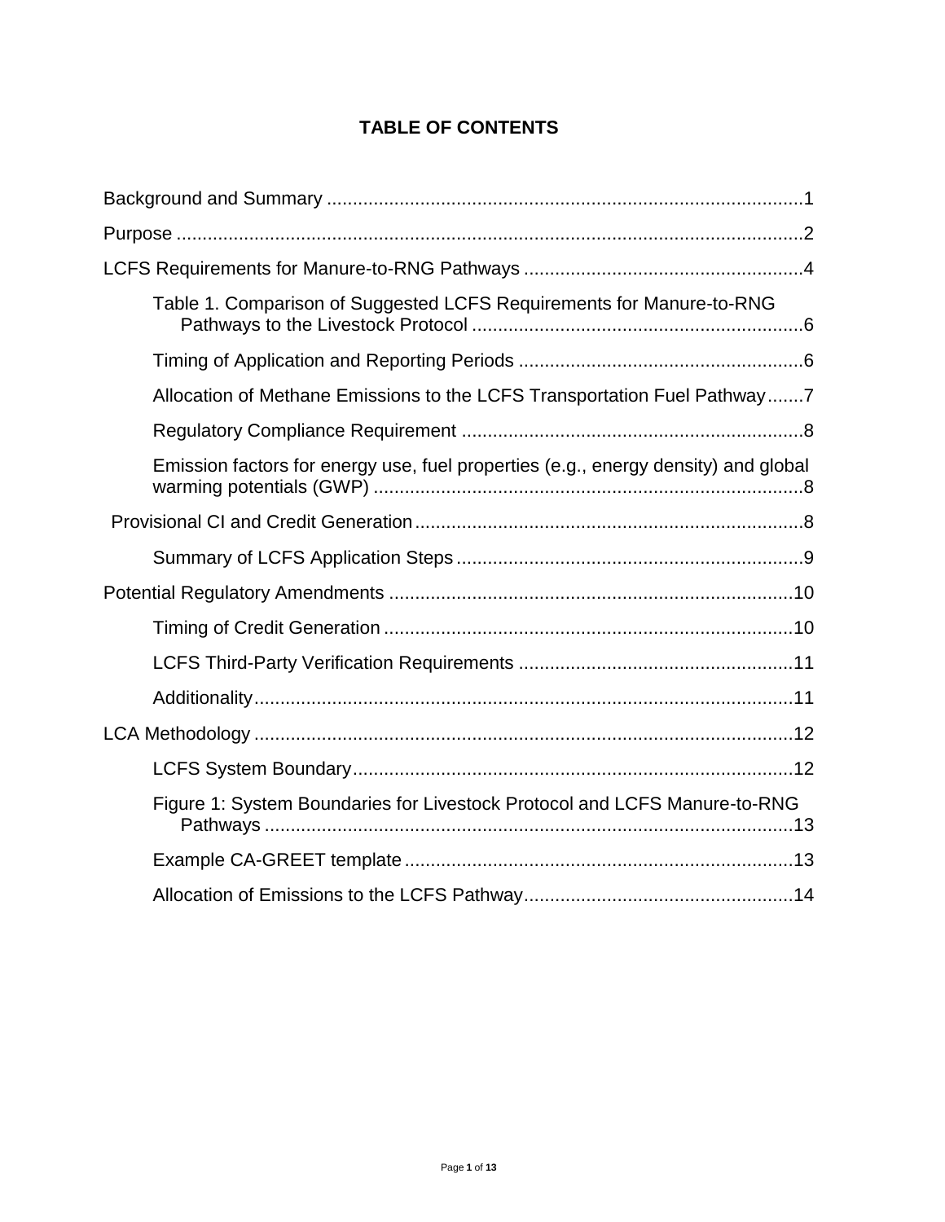**TABLE OF CONTENTS**

Background and Summary ........................................................................................1

Purpose .....................................................................................................................2

LCFS Requirements for Manure-to-RNG Pathways ....................................................4

- Table 1. Comparison of Suggested LCFS Requirements for Manure-to-RNG Pathways to the Livestock Protocol ..............................................................6
- Timing of Application and Reporting Periods ......................................................6
- Allocation of Methane Emissions to the LCFS Transportation Fuel Pathway.......7
- Regulatory Compliance Requirement .................................................................8
- Emission factors for energy use, fuel properties (e.g., energy density) and global warming potentials (GWP) ..................................................................................8

Provisional CI and Credit Generation..........................................................................8

- Summary of LCFS Application Steps ..................................................................9

Potential Regulatory Amendments .............................................................................10

- Timing of Credit Generation ..............................................................................10
- LCFS Third-Party Verification Requirements ....................................................11
- Additionality.......................................................................................................11

LCA Methodology .......................................................................................................12

- LCFS System Boundary.....................................................................................12
- Figure 1: System Boundaries for Livestock Protocol and LCFS Manure-to-RNG Pathways .....................................................................................................13
- Example CA-GREET template ...........................................................................13
- Allocation of Emissions to the LCFS Pathway....................................................14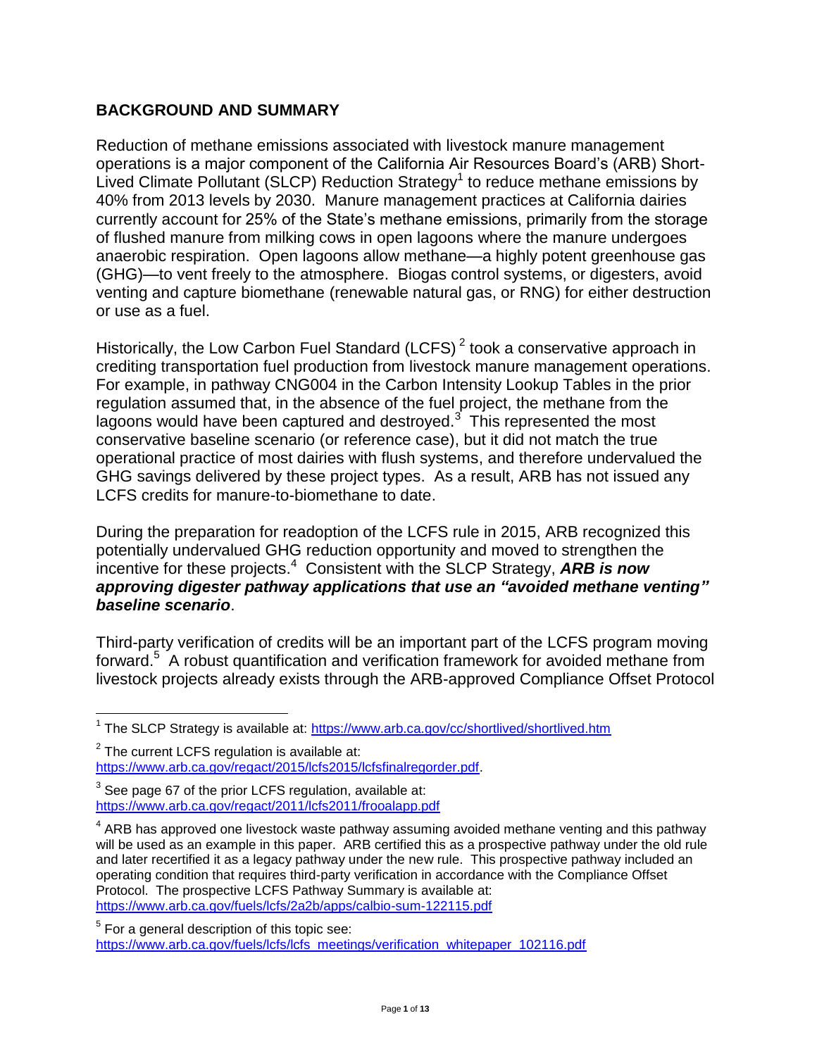## BACKGROUND AND SUMMARY

Reduction of methane emissions associated with livestock manure management operations is a major component of the California Air Resources Board's (ARB) Short-Lived Climate Pollutant (SLCP) Reduction Strategy[1] to reduce methane emissions by 40% from 2013 levels by 2030. Manure management practices at California dairies currently account for 25% of the State's methane emissions, primarily from the storage of flushed manure from milking cows in open lagoons where the manure undergoes anaerobic respiration. Open lagoons allow methane—a highly potent greenhouse gas (GHG)—to vent freely to the atmosphere. Biogas control systems, or digesters, avoid venting and capture biomethane (renewable natural gas, or RNG) for either destruction or use as a fuel.

Historically, the Low Carbon Fuel Standard (LCFS)[2] took a conservative approach in crediting transportation fuel production from livestock manure management operations. For example, in pathway CNG004 in the Carbon Intensity Lookup Tables in the prior regulation assumed that, in the absence of the fuel project, the methane from the lagoons would have been captured and destroyed.[3] This represented the most conservative baseline scenario (or reference case), but it did not match the true operational practice of most dairies with flush systems, and therefore undervalued the GHG savings delivered by these project types. As a result, ARB has not issued any LCFS credits for manure-to-biomethane to date.

During the preparation for readoption of the LCFS rule in 2015, ARB recognized this potentially undervalued GHG reduction opportunity and moved to strengthen the incentive for these projects.[4] Consistent with the SLCP Strategy, ***ARB is now approving digester pathway applications that use an "avoided methane venting" baseline scenario***.

Third-party verification of credits will be an important part of the LCFS program moving forward.[5] A robust quantification and verification framework for avoided methane from livestock projects already exists through the ARB-approved Compliance Offset Protocol

---

[1] The SLCP Strategy is available at: https://www.arb.ca.gov/cc/shortlived/shortlived.htm

[2] The current LCFS regulation is available at: https://www.arb.ca.gov/regact/2015/lcfs2015/lcfsfinalregorder.pdf.

[3] See page 67 of the prior LCFS regulation, available at: https://www.arb.ca.gov/regact/2011/lcfs2011/frooalapp.pdf

[4] ARB has approved one livestock waste pathway assuming avoided methane venting and this pathway will be used as an example in this paper. ARB certified this as a prospective pathway under the old rule and later recertified it as a legacy pathway under the new rule. This prospective pathway included an operating condition that requires third-party verification in accordance with the Compliance Offset Protocol. The prospective LCFS Pathway Summary is available at: https://www.arb.ca.gov/fuels/lcfs/2a2b/apps/calbio-sum-122115.pdf

[5] For a general description of this topic see: https://www.arb.ca.gov/fuels/lcfs/lcfs_meetings/verification_whitepaper_102116.pdf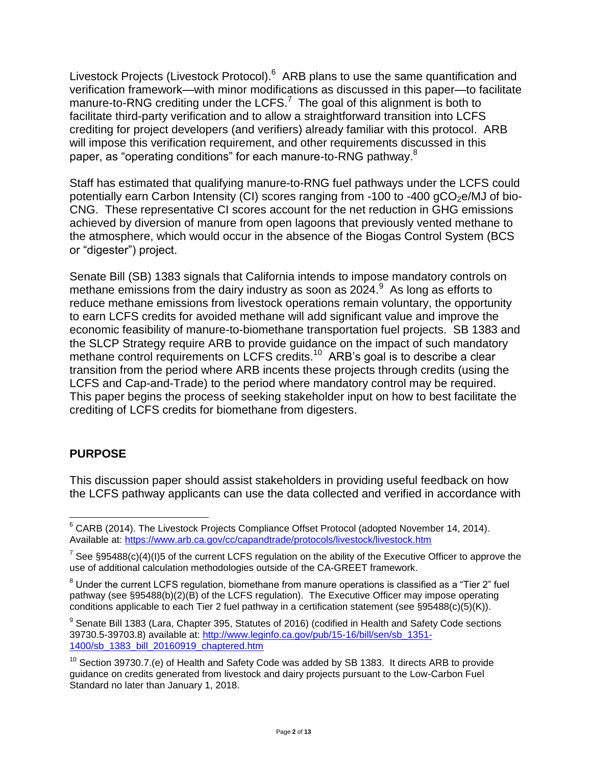Livestock Projects (Livestock Protocol).[6] ARB plans to use the same quantification and verification framework—with minor modifications as discussed in this paper—to facilitate manure-to-RNG crediting under the LCFS.[7] The goal of this alignment is both to facilitate third-party verification and to allow a straightforward transition into LCFS crediting for project developers (and verifiers) already familiar with this protocol. ARB will impose this verification requirement, and other requirements discussed in this paper, as "operating conditions" for each manure-to-RNG pathway.[8]

Staff has estimated that qualifying manure-to-RNG fuel pathways under the LCFS could potentially earn Carbon Intensity (CI) scores ranging from -100 to -400 $gCO_2e$/MJ of bio-CNG. These representative CI scores account for the net reduction in GHG emissions achieved by diversion of manure from open lagoons that previously vented methane to the atmosphere, which would occur in the absence of the Biogas Control System (BCS or "digester") project.

Senate Bill (SB) 1383 signals that California intends to impose mandatory controls on methane emissions from the dairy industry as soon as 2024.[9] As long as efforts to reduce methane emissions from livestock operations remain voluntary, the opportunity to earn LCFS credits for avoided methane will add significant value and improve the economic feasibility of manure-to-biomethane transportation fuel projects. SB 1383 and the SLCP Strategy require ARB to provide guidance on the impact of such mandatory methane control requirements on LCFS credits.[10] ARB's goal is to describe a clear transition from the period where ARB incents these projects through credits (using the LCFS and Cap-and-Trade) to the period where mandatory control may be required. This paper begins the process of seeking stakeholder input on how to best facilitate the crediting of LCFS credits for biomethane from digesters.

## PURPOSE

This discussion paper should assist stakeholders in providing useful feedback on how the LCFS pathway applicants can use the data collected and verified in accordance with

---

[6] CARB (2014). The Livestock Projects Compliance Offset Protocol (adopted November 14, 2014). Available at: https://www.arb.ca.gov/cc/capandtrade/protocols/livestock/livestock.htm

[7] See §95488(c)(4)(I)5 of the current LCFS regulation on the ability of the Executive Officer to approve the use of additional calculation methodologies outside of the CA-GREET framework.

[8] Under the current LCFS regulation, biomethane from manure operations is classified as a "Tier 2" fuel pathway (see §95488(b)(2)(B) of the LCFS regulation). The Executive Officer may impose operating conditions applicable to each Tier 2 fuel pathway in a certification statement (see §95488(c)(5)(K)).

[9] Senate Bill 1383 (Lara, Chapter 395, Statutes of 2016) (codified in Health and Safety Code sections 39730.5-39703.8) available at: http://www.leginfo.ca.gov/pub/15-16/bill/sen/sb_1351-1400/sb_1383_bill_20160919_chaptered.htm

[10] Section 39730.7.(e) of Health and Safety Code was added by SB 1383. It directs ARB to provide guidance on credits generated from livestock and dairy projects pursuant to the Low-Carbon Fuel Standard no later than January 1, 2018.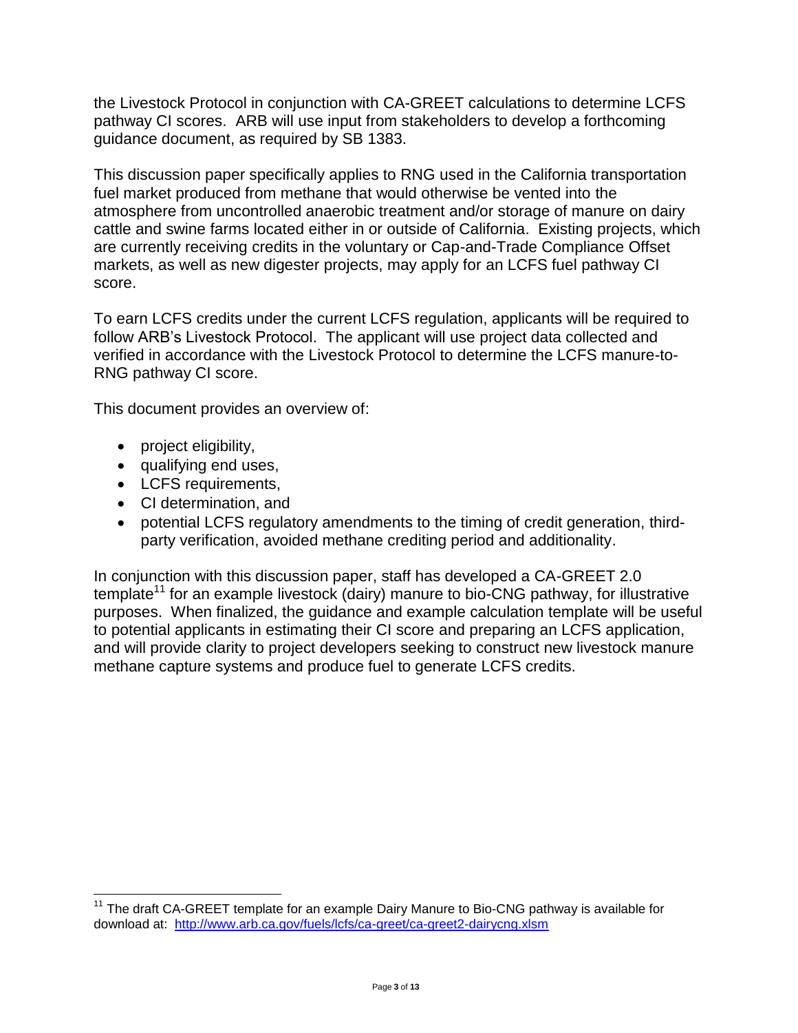the Livestock Protocol in conjunction with CA-GREET calculations to determine LCFS pathway CI scores. ARB will use input from stakeholders to develop a forthcoming guidance document, as required by SB 1383.

This discussion paper specifically applies to RNG used in the California transportation fuel market produced from methane that would otherwise be vented into the atmosphere from uncontrolled anaerobic treatment and/or storage of manure on dairy cattle and swine farms located either in or outside of California. Existing projects, which are currently receiving credits in the voluntary or Cap-and-Trade Compliance Offset markets, as well as new digester projects, may apply for an LCFS fuel pathway CI score.

To earn LCFS credits under the current LCFS regulation, applicants will be required to follow ARB's Livestock Protocol. The applicant will use project data collected and verified in accordance with the Livestock Protocol to determine the LCFS manure-to-RNG pathway CI score.

This document provides an overview of:

- project eligibility,
- qualifying end uses,
- LCFS requirements,
- CI determination, and
- potential LCFS regulatory amendments to the timing of credit generation, third-party verification, avoided methane crediting period and additionality.

In conjunction with this discussion paper, staff has developed a CA-GREET 2.0 template[11] for an example livestock (dairy) manure to bio-CNG pathway, for illustrative purposes. When finalized, the guidance and example calculation template will be useful to potential applicants in estimating their CI score and preparing an LCFS application, and will provide clarity to project developers seeking to construct new livestock manure methane capture systems and produce fuel to generate LCFS credits.

[11] The draft CA-GREET template for an example Dairy Manure to Bio-CNG pathway is available for download at: http://www.arb.ca.gov/fuels/lcfs/ca-greet/ca-greet2-dairycng.xlsm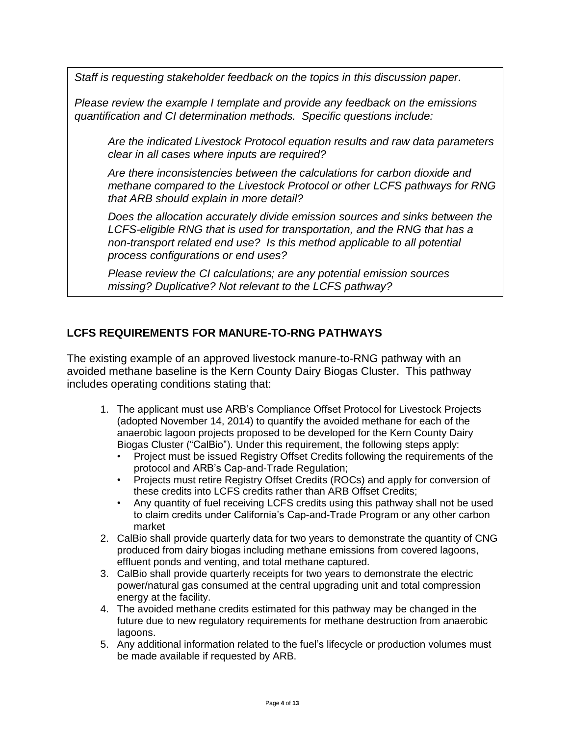*Staff is requesting stakeholder feedback on the topics in this discussion paper.*

*Please review the example I template and provide any feedback on the emissions quantification and CI determination methods. Specific questions include:*

> *Are the indicated Livestock Protocol equation results and raw data parameters clear in all cases where inputs are required?*
>
> *Are there inconsistencies between the calculations for carbon dioxide and methane compared to the Livestock Protocol or other LCFS pathways for RNG that ARB should explain in more detail?*
>
> *Does the allocation accurately divide emission sources and sinks between the LCFS-eligible RNG that is used for transportation, and the RNG that has a non-transport related end use? Is this method applicable to all potential process configurations or end uses?*
>
> *Please review the CI calculations; are any potential emission sources missing? Duplicative? Not relevant to the LCFS pathway?*

## LCFS REQUIREMENTS FOR MANURE-TO-RNG PATHWAYS

The existing example of an approved livestock manure-to-RNG pathway with an avoided methane baseline is the Kern County Dairy Biogas Cluster. This pathway includes operating conditions stating that:

1. The applicant must use ARB's Compliance Offset Protocol for Livestock Projects (adopted November 14, 2014) to quantify the avoided methane for each of the anaerobic lagoon projects proposed to be developed for the Kern County Dairy Biogas Cluster ("CalBio"). Under this requirement, the following steps apply:
   - Project must be issued Registry Offset Credits following the requirements of the protocol and ARB's Cap-and-Trade Regulation;
   - Projects must retire Registry Offset Credits (ROCs) and apply for conversion of these credits into LCFS credits rather than ARB Offset Credits;
   - Any quantity of fuel receiving LCFS credits using this pathway shall not be used to claim credits under California's Cap-and-Trade Program or any other carbon market
2. CalBio shall provide quarterly data for two years to demonstrate the quantity of CNG produced from dairy biogas including methane emissions from covered lagoons, effluent ponds and venting, and total methane captured.
3. CalBio shall provide quarterly receipts for two years to demonstrate the electric power/natural gas consumed at the central upgrading unit and total compression energy at the facility.
4. The avoided methane credits estimated for this pathway may be changed in the future due to new regulatory requirements for methane destruction from anaerobic lagoons.
5. Any additional information related to the fuel's lifecycle or production volumes must be made available if requested by ARB.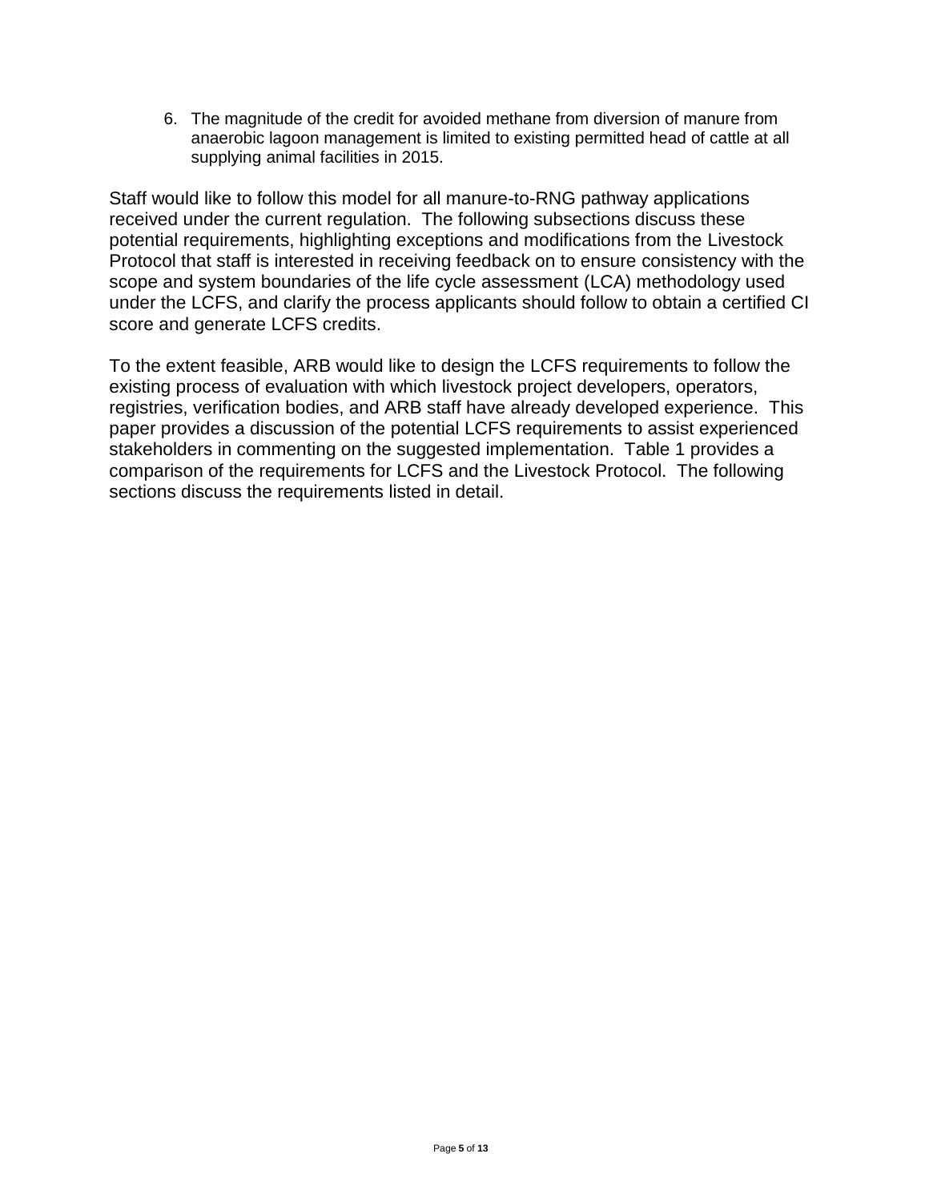6. The magnitude of the credit for avoided methane from diversion of manure from anaerobic lagoon management is limited to existing permitted head of cattle at all supplying animal facilities in 2015.

Staff would like to follow this model for all manure-to-RNG pathway applications received under the current regulation. The following subsections discuss these potential requirements, highlighting exceptions and modifications from the Livestock Protocol that staff is interested in receiving feedback on to ensure consistency with the scope and system boundaries of the life cycle assessment (LCA) methodology used under the LCFS, and clarify the process applicants should follow to obtain a certified CI score and generate LCFS credits.

To the extent feasible, ARB would like to design the LCFS requirements to follow the existing process of evaluation with which livestock project developers, operators, registries, verification bodies, and ARB staff have already developed experience. This paper provides a discussion of the potential LCFS requirements to assist experienced stakeholders in commenting on the suggested implementation. Table 1 provides a comparison of the requirements for LCFS and the Livestock Protocol. The following sections discuss the requirements listed in detail.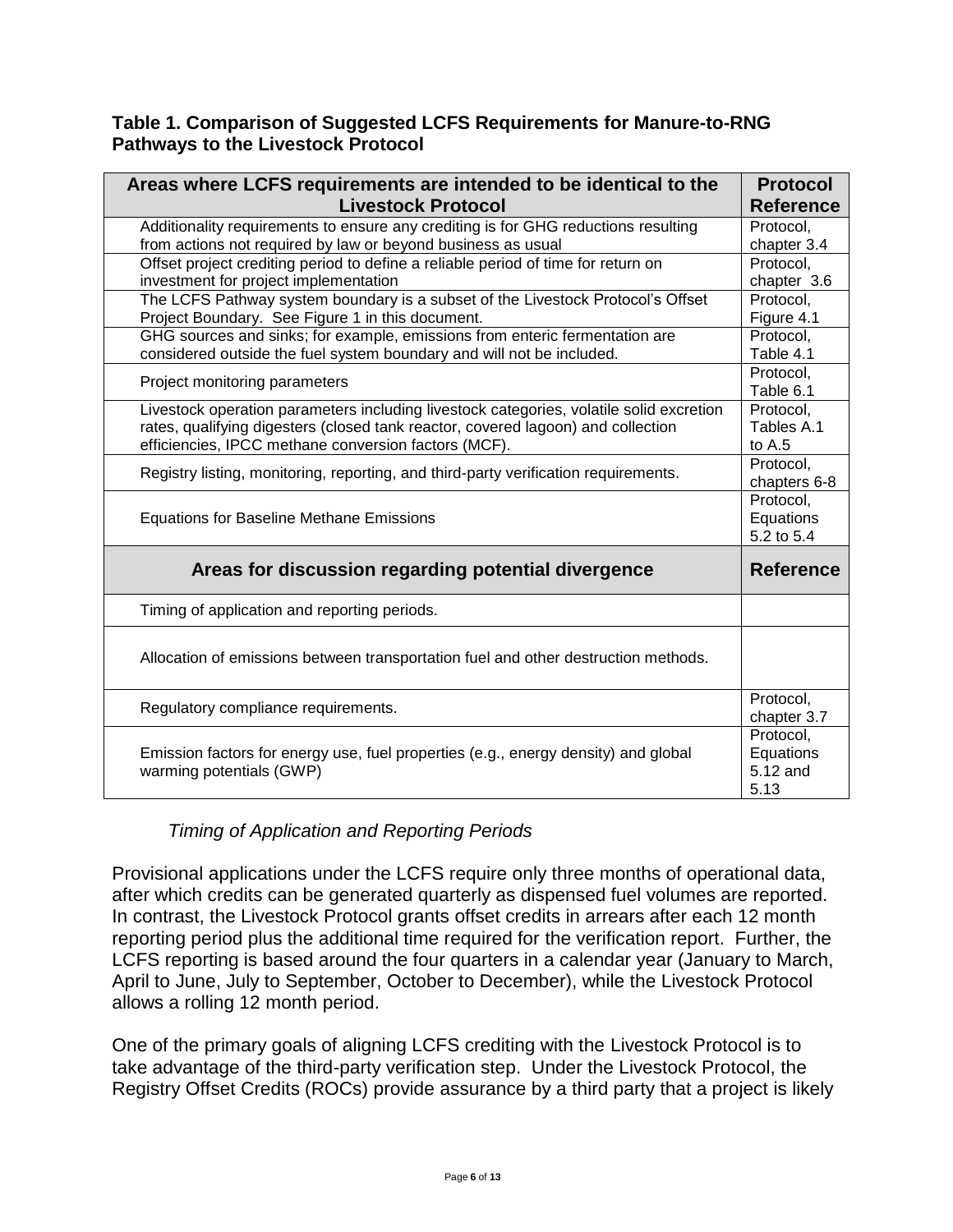**Table 1. Comparison of Suggested LCFS Requirements for Manure-to-RNG Pathways to the Livestock Protocol**

| Areas where LCFS requirements are intended to be identical to the Livestock Protocol | Protocol Reference |
|---|---|
| Additionality requirements to ensure any crediting is for GHG reductions resulting from actions not required by law or beyond business as usual | Protocol, chapter 3.4 |
| Offset project crediting period to define a reliable period of time for return on investment for project implementation | Protocol, chapter 3.6 |
| The LCFS Pathway system boundary is a subset of the Livestock Protocol's Offset Project Boundary. See Figure 1 in this document. | Protocol, Figure 4.1 |
| GHG sources and sinks; for example, emissions from enteric fermentation are considered outside the fuel system boundary and will not be included. | Protocol, Table 4.1 |
| Project monitoring parameters | Protocol, Table 6.1 |
| Livestock operation parameters including livestock categories, volatile solid excretion rates, qualifying digesters (closed tank reactor, covered lagoon) and collection efficiencies, IPCC methane conversion factors (MCF). | Protocol, Tables A.1 to A.5 |
| Registry listing, monitoring, reporting, and third-party verification requirements. | Protocol, chapters 6-8 |
| Equations for Baseline Methane Emissions | Protocol, Equations 5.2 to 5.4 |
| **Areas for discussion regarding potential divergence** | **Reference** |
| Timing of application and reporting periods. | |
| Allocation of emissions between transportation fuel and other destruction methods. | |
| Regulatory compliance requirements. | Protocol, chapter 3.7 |
| Emission factors for energy use, fuel properties (e.g., energy density) and global warming potentials (GWP) | Protocol, Equations 5.12 and 5.13 |

*Timing of Application and Reporting Periods*

Provisional applications under the LCFS require only three months of operational data, after which credits can be generated quarterly as dispensed fuel volumes are reported. In contrast, the Livestock Protocol grants offset credits in arrears after each 12 month reporting period plus the additional time required for the verification report. Further, the LCFS reporting is based around the four quarters in a calendar year (January to March, April to June, July to September, October to December), while the Livestock Protocol allows a rolling 12 month period.

One of the primary goals of aligning LCFS crediting with the Livestock Protocol is to take advantage of the third-party verification step. Under the Livestock Protocol, the Registry Offset Credits (ROCs) provide assurance by a third party that a project is likely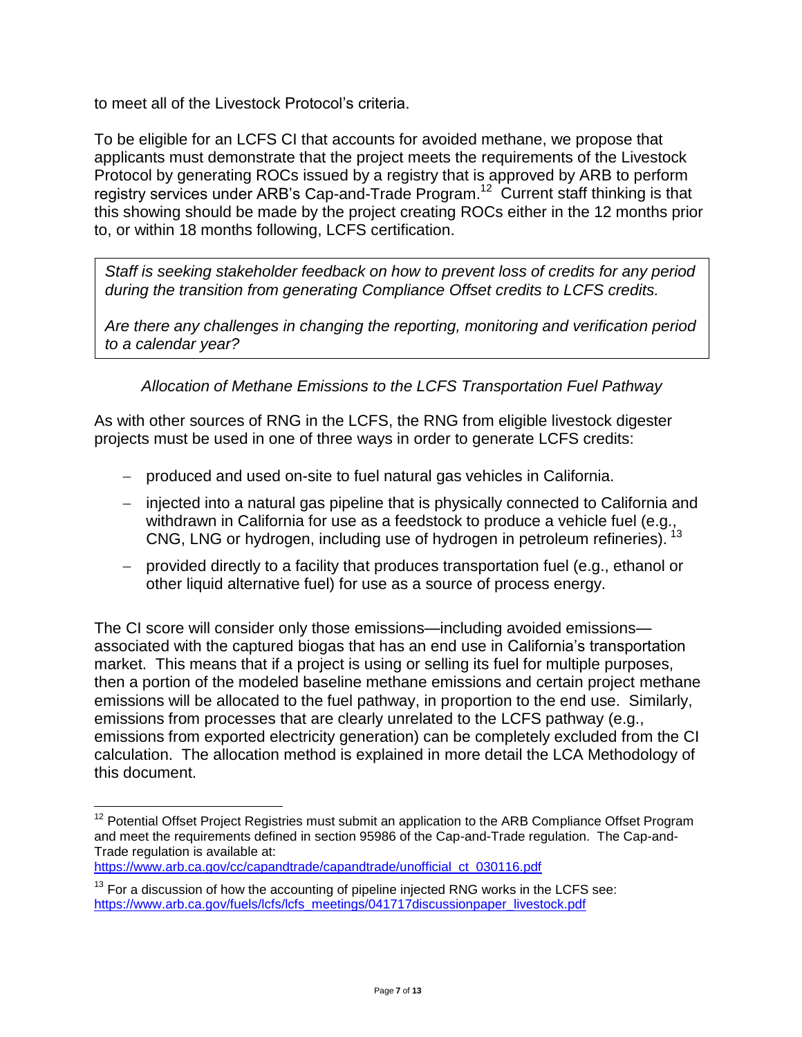to meet all of the Livestock Protocol's criteria.

To be eligible for an LCFS CI that accounts for avoided methane, we propose that applicants must demonstrate that the project meets the requirements of the Livestock Protocol by generating ROCs issued by a registry that is approved by ARB to perform registry services under ARB's Cap-and-Trade Program.[12] Current staff thinking is that this showing should be made by the project creating ROCs either in the 12 months prior to, or within 18 months following, LCFS certification.

> *Staff is seeking stakeholder feedback on how to prevent loss of credits for any period during the transition from generating Compliance Offset credits to LCFS credits.*
>
> *Are there any challenges in changing the reporting, monitoring and verification period to a calendar year?*

*Allocation of Methane Emissions to the LCFS Transportation Fuel Pathway*

As with other sources of RNG in the LCFS, the RNG from eligible livestock digester projects must be used in one of three ways in order to generate LCFS credits:

- produced and used on-site to fuel natural gas vehicles in California.
- injected into a natural gas pipeline that is physically connected to California and withdrawn in California for use as a feedstock to produce a vehicle fuel (e.g., CNG, LNG or hydrogen, including use of hydrogen in petroleum refineries).[13]
- provided directly to a facility that produces transportation fuel (e.g., ethanol or other liquid alternative fuel) for use as a source of process energy.

The CI score will consider only those emissions—including avoided emissions—associated with the captured biogas that has an end use in California's transportation market. This means that if a project is using or selling its fuel for multiple purposes, then a portion of the modeled baseline methane emissions and certain project methane emissions will be allocated to the fuel pathway, in proportion to the end use. Similarly, emissions from processes that are clearly unrelated to the LCFS pathway (e.g., emissions from exported electricity generation) can be completely excluded from the CI calculation. The allocation method is explained in more detail the LCA Methodology of this document.

---

[12] Potential Offset Project Registries must submit an application to the ARB Compliance Offset Program and meet the requirements defined in section 95986 of the Cap-and-Trade regulation. The Cap-and-Trade regulation is available at: https://www.arb.ca.gov/cc/capandtrade/capandtrade/unofficial_ct_030116.pdf

[13] For a discussion of how the accounting of pipeline injected RNG works in the LCFS see: https://www.arb.ca.gov/fuels/lcfs/lcfs_meetings/041717discussionpaper_livestock.pdf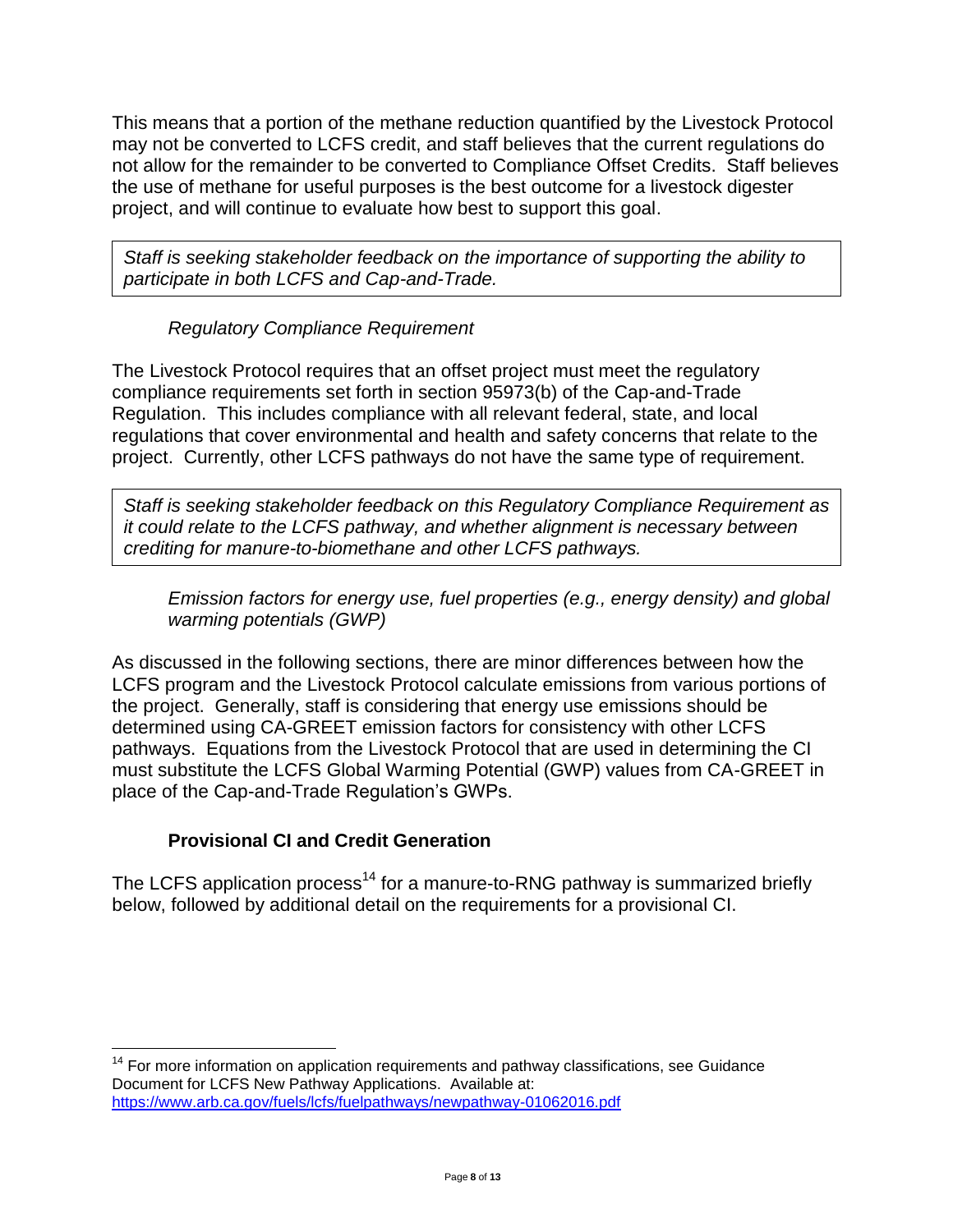This means that a portion of the methane reduction quantified by the Livestock Protocol may not be converted to LCFS credit, and staff believes that the current regulations do not allow for the remainder to be converted to Compliance Offset Credits. Staff believes the use of methane for useful purposes is the best outcome for a livestock digester project, and will continue to evaluate how best to support this goal.

> *Staff is seeking stakeholder feedback on the importance of supporting the ability to participate in both LCFS and Cap-and-Trade.*

*Regulatory Compliance Requirement*

The Livestock Protocol requires that an offset project must meet the regulatory compliance requirements set forth in section 95973(b) of the Cap-and-Trade Regulation. This includes compliance with all relevant federal, state, and local regulations that cover environmental and health and safety concerns that relate to the project. Currently, other LCFS pathways do not have the same type of requirement.

> *Staff is seeking stakeholder feedback on this Regulatory Compliance Requirement as it could relate to the LCFS pathway, and whether alignment is necessary between crediting for manure-to-biomethane and other LCFS pathways.*

*Emission factors for energy use, fuel properties (e.g., energy density) and global warming potentials (GWP)*

As discussed in the following sections, there are minor differences between how the LCFS program and the Livestock Protocol calculate emissions from various portions of the project. Generally, staff is considering that energy use emissions should be determined using CA-GREET emission factors for consistency with other LCFS pathways. Equations from the Livestock Protocol that are used in determining the CI must substitute the LCFS Global Warming Potential (GWP) values from CA-GREET in place of the Cap-and-Trade Regulation's GWPs.

## Provisional CI and Credit Generation

The LCFS application process[14] for a manure-to-RNG pathway is summarized briefly below, followed by additional detail on the requirements for a provisional CI.

[14] For more information on application requirements and pathway classifications, see Guidance Document for LCFS New Pathway Applications. Available at: https://www.arb.ca.gov/fuels/lcfs/fuelpathways/newpathway-01062016.pdf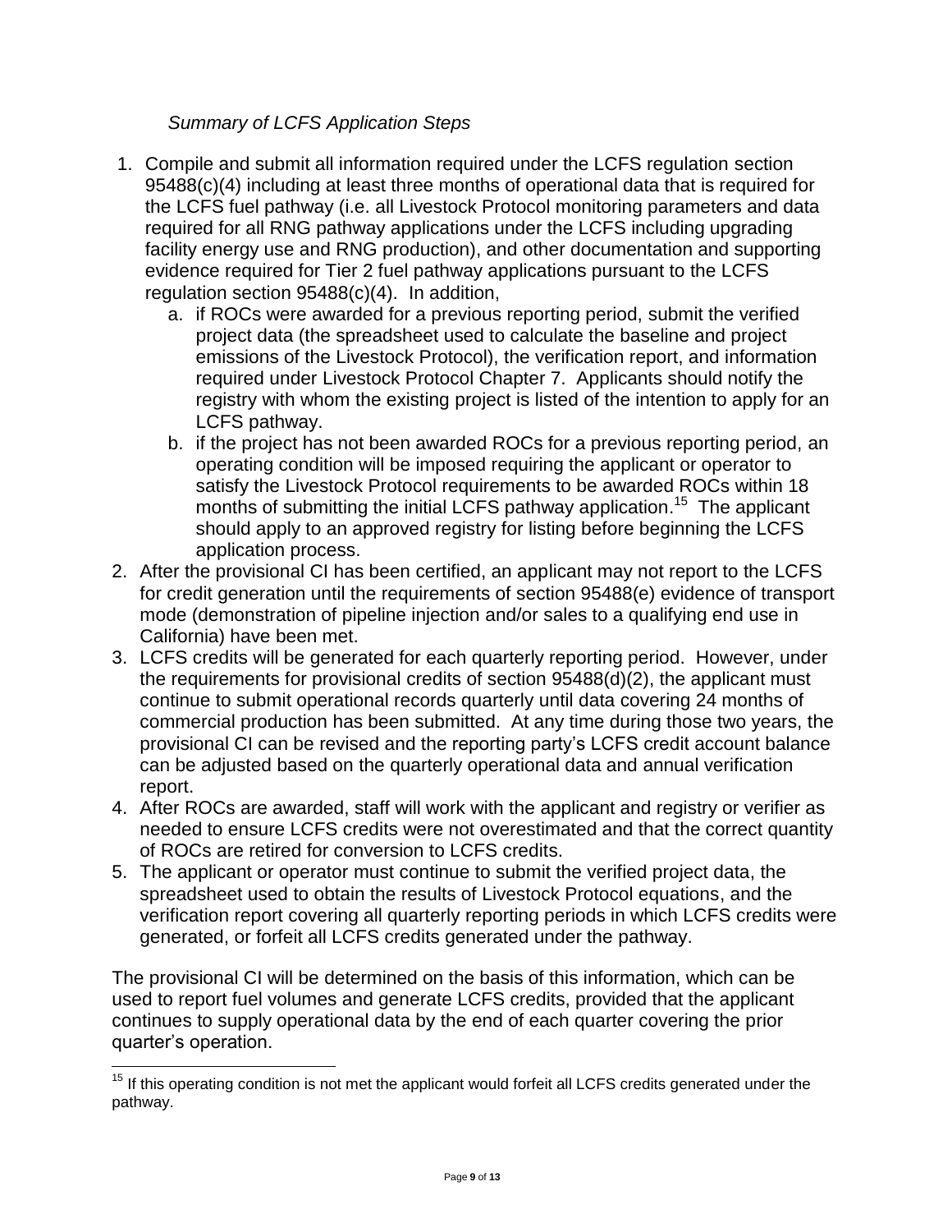*Summary of LCFS Application Steps*

1. Compile and submit all information required under the LCFS regulation section 95488(c)(4) including at least three months of operational data that is required for the LCFS fuel pathway (i.e. all Livestock Protocol monitoring parameters and data required for all RNG pathway applications under the LCFS including upgrading facility energy use and RNG production), and other documentation and supporting evidence required for Tier 2 fuel pathway applications pursuant to the LCFS regulation section 95488(c)(4). In addition,
   a. if ROCs were awarded for a previous reporting period, submit the verified project data (the spreadsheet used to calculate the baseline and project emissions of the Livestock Protocol), the verification report, and information required under Livestock Protocol Chapter 7. Applicants should notify the registry with whom the existing project is listed of the intention to apply for an LCFS pathway.
   b. if the project has not been awarded ROCs for a previous reporting period, an operating condition will be imposed requiring the applicant or operator to satisfy the Livestock Protocol requirements to be awarded ROCs within 18 months of submitting the initial LCFS pathway application.[15] The applicant should apply to an approved registry for listing before beginning the LCFS application process.
2. After the provisional CI has been certified, an applicant may not report to the LCFS for credit generation until the requirements of section 95488(e) evidence of transport mode (demonstration of pipeline injection and/or sales to a qualifying end use in California) have been met.
3. LCFS credits will be generated for each quarterly reporting period. However, under the requirements for provisional credits of section 95488(d)(2), the applicant must continue to submit operational records quarterly until data covering 24 months of commercial production has been submitted. At any time during those two years, the provisional CI can be revised and the reporting party's LCFS credit account balance can be adjusted based on the quarterly operational data and annual verification report.
4. After ROCs are awarded, staff will work with the applicant and registry or verifier as needed to ensure LCFS credits were not overestimated and that the correct quantity of ROCs are retired for conversion to LCFS credits.
5. The applicant or operator must continue to submit the verified project data, the spreadsheet used to obtain the results of Livestock Protocol equations, and the verification report covering all quarterly reporting periods in which LCFS credits were generated, or forfeit all LCFS credits generated under the pathway.

The provisional CI will be determined on the basis of this information, which can be used to report fuel volumes and generate LCFS credits, provided that the applicant continues to supply operational data by the end of each quarter covering the prior quarter's operation.

[15] If this operating condition is not met the applicant would forfeit all LCFS credits generated under the pathway.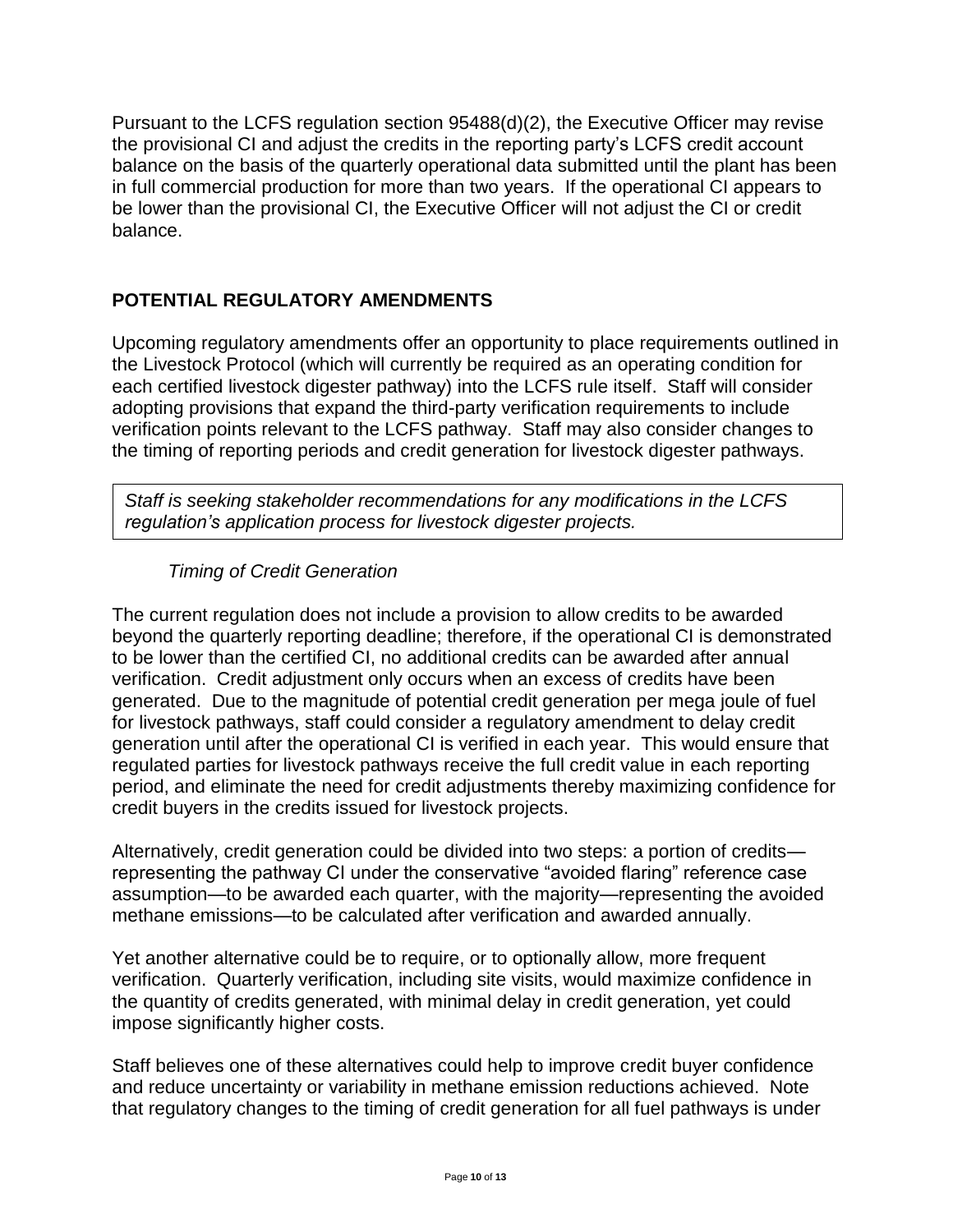Pursuant to the LCFS regulation section 95488(d)(2), the Executive Officer may revise the provisional CI and adjust the credits in the reporting party's LCFS credit account balance on the basis of the quarterly operational data submitted until the plant has been in full commercial production for more than two years. If the operational CI appears to be lower than the provisional CI, the Executive Officer will not adjust the CI or credit balance.

## POTENTIAL REGULATORY AMENDMENTS

Upcoming regulatory amendments offer an opportunity to place requirements outlined in the Livestock Protocol (which will currently be required as an operating condition for each certified livestock digester pathway) into the LCFS rule itself. Staff will consider adopting provisions that expand the third-party verification requirements to include verification points relevant to the LCFS pathway. Staff may also consider changes to the timing of reporting periods and credit generation for livestock digester pathways.

> *Staff is seeking stakeholder recommendations for any modifications in the LCFS regulation's application process for livestock digester projects.*

### *Timing of Credit Generation*

The current regulation does not include a provision to allow credits to be awarded beyond the quarterly reporting deadline; therefore, if the operational CI is demonstrated to be lower than the certified CI, no additional credits can be awarded after annual verification. Credit adjustment only occurs when an excess of credits have been generated. Due to the magnitude of potential credit generation per mega joule of fuel for livestock pathways, staff could consider a regulatory amendment to delay credit generation until after the operational CI is verified in each year. This would ensure that regulated parties for livestock pathways receive the full credit value in each reporting period, and eliminate the need for credit adjustments thereby maximizing confidence for credit buyers in the credits issued for livestock projects.

Alternatively, credit generation could be divided into two steps: a portion of credits—representing the pathway CI under the conservative "avoided flaring" reference case assumption—to be awarded each quarter, with the majority—representing the avoided methane emissions—to be calculated after verification and awarded annually.

Yet another alternative could be to require, or to optionally allow, more frequent verification. Quarterly verification, including site visits, would maximize confidence in the quantity of credits generated, with minimal delay in credit generation, yet could impose significantly higher costs.

Staff believes one of these alternatives could help to improve credit buyer confidence and reduce uncertainty or variability in methane emission reductions achieved. Note that regulatory changes to the timing of credit generation for all fuel pathways is under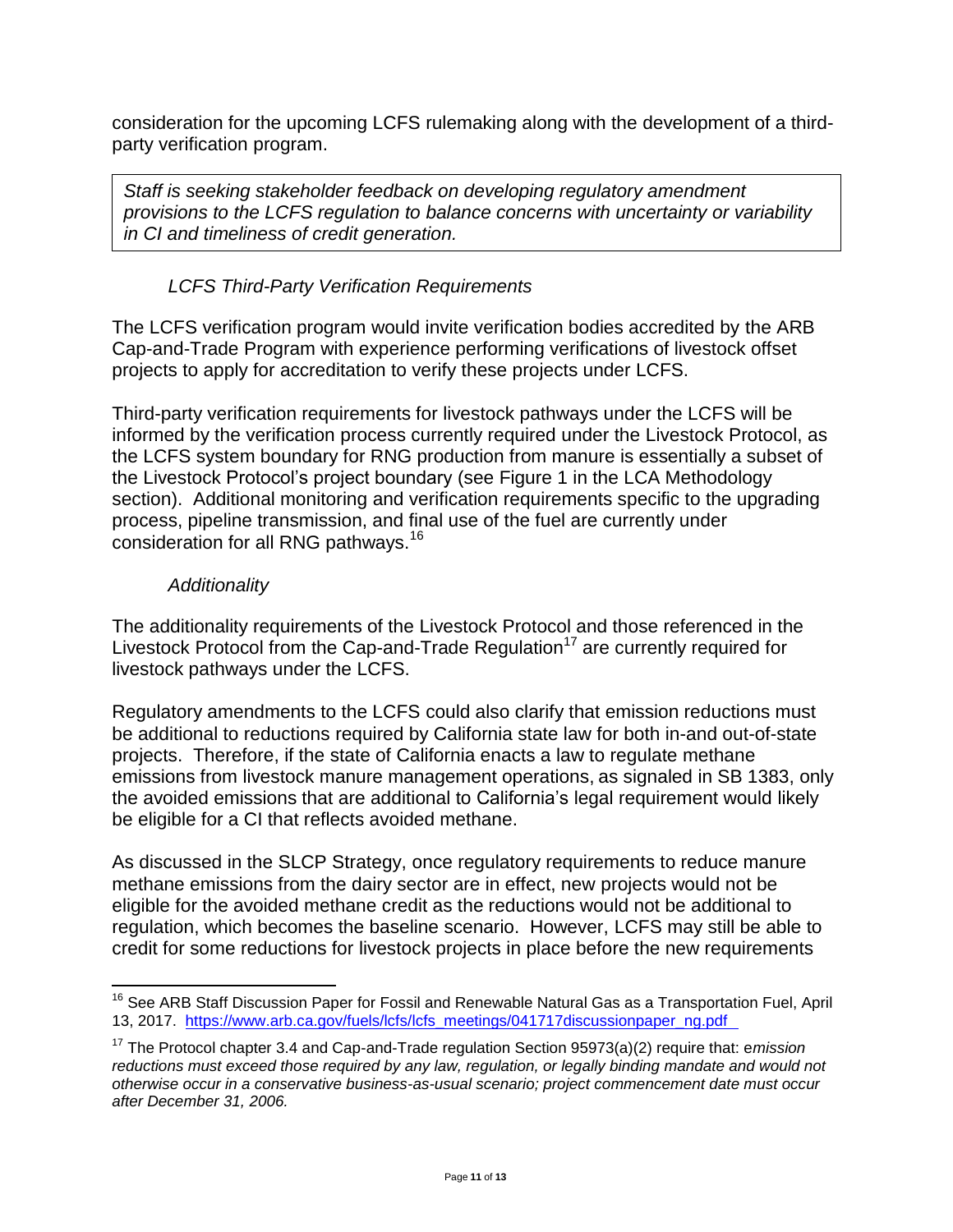consideration for the upcoming LCFS rulemaking along with the development of a third-party verification program.

> *Staff is seeking stakeholder feedback on developing regulatory amendment provisions to the LCFS regulation to balance concerns with uncertainty or variability in CI and timeliness of credit generation.*

### *LCFS Third-Party Verification Requirements*

The LCFS verification program would invite verification bodies accredited by the ARB Cap-and-Trade Program with experience performing verifications of livestock offset projects to apply for accreditation to verify these projects under LCFS.

Third-party verification requirements for livestock pathways under the LCFS will be informed by the verification process currently required under the Livestock Protocol, as the LCFS system boundary for RNG production from manure is essentially a subset of the Livestock Protocol's project boundary (see Figure 1 in the LCA Methodology section). Additional monitoring and verification requirements specific to the upgrading process, pipeline transmission, and final use of the fuel are currently under consideration for all RNG pathways.[16]

### *Additionality*

The additionality requirements of the Livestock Protocol and those referenced in the Livestock Protocol from the Cap-and-Trade Regulation[17] are currently required for livestock pathways under the LCFS.

Regulatory amendments to the LCFS could also clarify that emission reductions must be additional to reductions required by California state law for both in-and out-of-state projects. Therefore, if the state of California enacts a law to regulate methane emissions from livestock manure management operations, as signaled in SB 1383, only the avoided emissions that are additional to California's legal requirement would likely be eligible for a CI that reflects avoided methane.

As discussed in the SLCP Strategy, once regulatory requirements to reduce manure methane emissions from the dairy sector are in effect, new projects would not be eligible for the avoided methane credit as the reductions would not be additional to regulation, which becomes the baseline scenario. However, LCFS may still be able to credit for some reductions for livestock projects in place before the new requirements

---

[16] See ARB Staff Discussion Paper for Fossil and Renewable Natural Gas as a Transportation Fuel, April 13, 2017. [https://www.arb.ca.gov/fuels/lcfs/lcfs_meetings/041717discussionpaper_ng.pdf](https://www.arb.ca.gov/fuels/lcfs/lcfs_meetings/041717discussionpaper_ng.pdf)

[17] The Protocol chapter 3.4 and Cap-and-Trade regulation Section 95973(a)(2) require that: e*mission reductions must exceed those required by any law, regulation, or legally binding mandate and would not otherwise occur in a conservative business-as-usual scenario; project commencement date must occur after December 31, 2006.*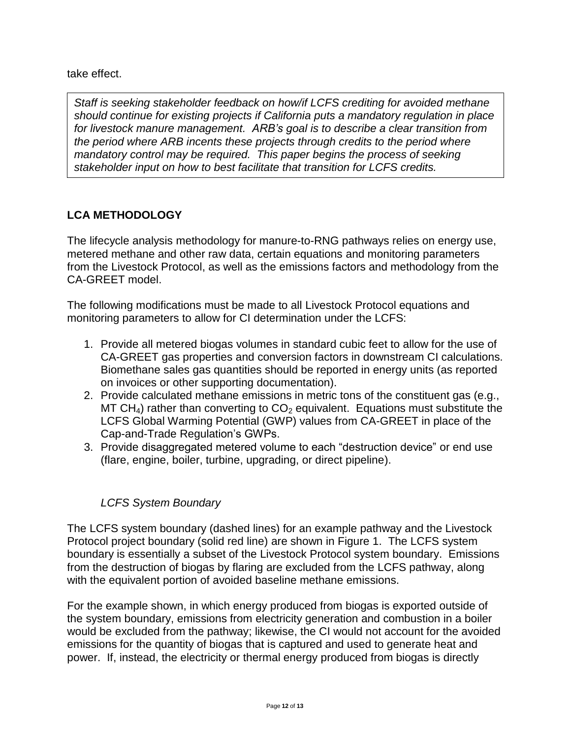take effect.

*Staff is seeking stakeholder feedback on how/if LCFS crediting for avoided methane should continue for existing projects if California puts a mandatory regulation in place for livestock manure management. ARB's goal is to describe a clear transition from the period where ARB incents these projects through credits to the period where mandatory control may be required. This paper begins the process of seeking stakeholder input on how to best facilitate that transition for LCFS credits.*

## LCA METHODOLOGY

The lifecycle analysis methodology for manure-to-RNG pathways relies on energy use, metered methane and other raw data, certain equations and monitoring parameters from the Livestock Protocol, as well as the emissions factors and methodology from the CA-GREET model.

The following modifications must be made to all Livestock Protocol equations and monitoring parameters to allow for CI determination under the LCFS:

1. Provide all metered biogas volumes in standard cubic feet to allow for the use of CA-GREET gas properties and conversion factors in downstream CI calculations. Biomethane sales gas quantities should be reported in energy units (as reported on invoices or other supporting documentation).
2. Provide calculated methane emissions in metric tons of the constituent gas (e.g., MT $CH_4$) rather than converting to $CO_2$ equivalent. Equations must substitute the LCFS Global Warming Potential (GWP) values from CA-GREET in place of the Cap-and-Trade Regulation's GWPs.
3. Provide disaggregated metered volume to each "destruction device" or end use (flare, engine, boiler, turbine, upgrading, or direct pipeline).

### *LCFS System Boundary*

The LCFS system boundary (dashed lines) for an example pathway and the Livestock Protocol project boundary (solid red line) are shown in Figure 1. The LCFS system boundary is essentially a subset of the Livestock Protocol system boundary. Emissions from the destruction of biogas by flaring are excluded from the LCFS pathway, along with the equivalent portion of avoided baseline methane emissions.

For the example shown, in which energy produced from biogas is exported outside of the system boundary, emissions from electricity generation and combustion in a boiler would be excluded from the pathway; likewise, the CI would not account for the avoided emissions for the quantity of biogas that is captured and used to generate heat and power. If, instead, the electricity or thermal energy produced from biogas is directly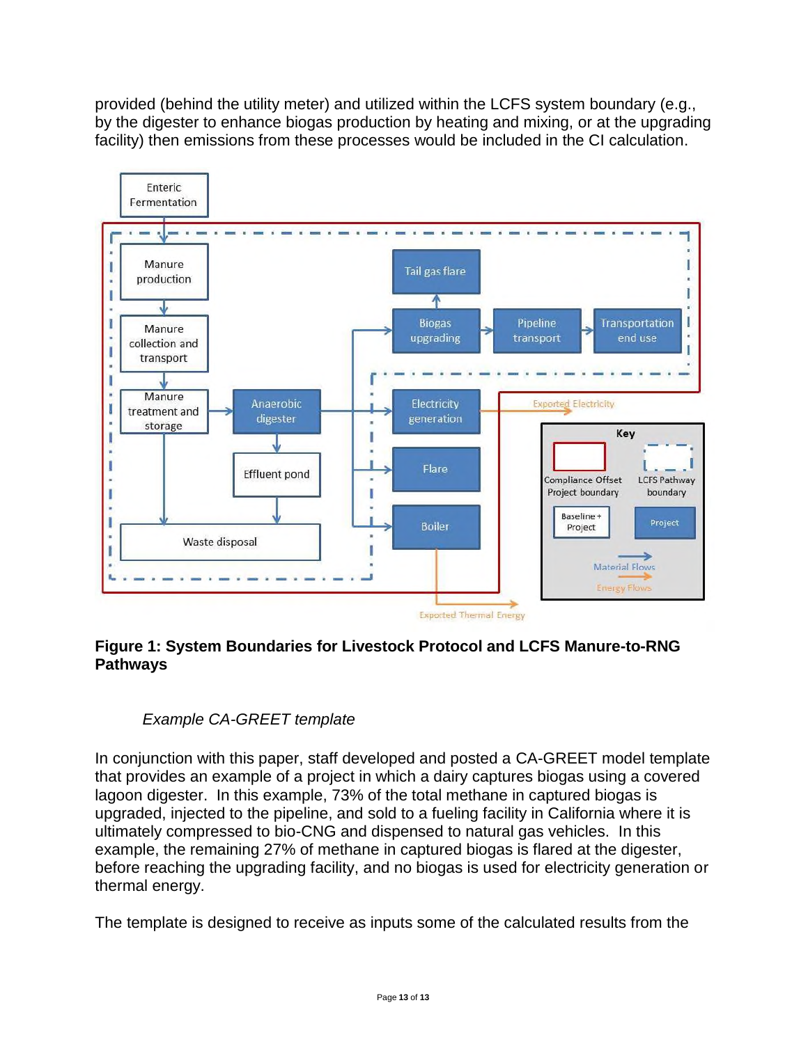provided (behind the utility meter) and utilized within the LCFS system boundary (e.g., by the digester to enhance biogas production by heating and mixing, or at the upgrading facility) then emissions from these processes would be included in the CI calculation.

**Figure 1: System Boundaries for Livestock Protocol and LCFS Manure-to-RNG Pathways**

*Example CA-GREET template*

In conjunction with this paper, staff developed and posted a CA-GREET model template that provides an example of a project in which a dairy captures biogas using a covered lagoon digester. In this example, 73% of the total methane in captured biogas is upgraded, injected to the pipeline, and sold to a fueling facility in California where it is ultimately compressed to bio-CNG and dispensed to natural gas vehicles. In this example, the remaining 27% of methane in captured biogas is flared at the digester, before reaching the upgrading facility, and no biogas is used for electricity generation or thermal energy.

The template is designed to receive as inputs some of the calculated results from the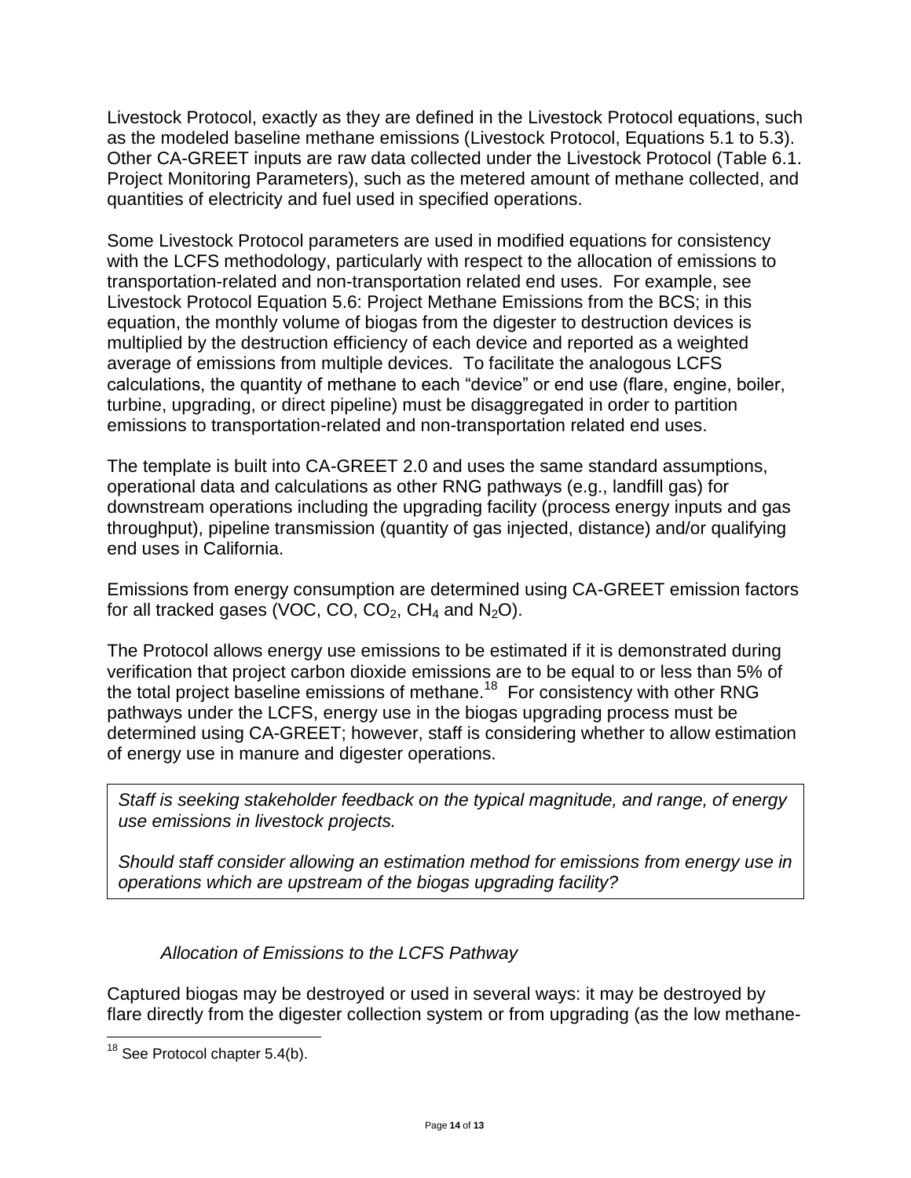Livestock Protocol, exactly as they are defined in the Livestock Protocol equations, such as the modeled baseline methane emissions (Livestock Protocol, Equations 5.1 to 5.3). Other CA-GREET inputs are raw data collected under the Livestock Protocol (Table 6.1. Project Monitoring Parameters), such as the metered amount of methane collected, and quantities of electricity and fuel used in specified operations.

Some Livestock Protocol parameters are used in modified equations for consistency with the LCFS methodology, particularly with respect to the allocation of emissions to transportation-related and non-transportation related end uses. For example, see Livestock Protocol Equation 5.6: Project Methane Emissions from the BCS; in this equation, the monthly volume of biogas from the digester to destruction devices is multiplied by the destruction efficiency of each device and reported as a weighted average of emissions from multiple devices. To facilitate the analogous LCFS calculations, the quantity of methane to each "device" or end use (flare, engine, boiler, turbine, upgrading, or direct pipeline) must be disaggregated in order to partition emissions to transportation-related and non-transportation related end uses.

The template is built into CA-GREET 2.0 and uses the same standard assumptions, operational data and calculations as other RNG pathways (e.g., landfill gas) for downstream operations including the upgrading facility (process energy inputs and gas throughput), pipeline transmission (quantity of gas injected, distance) and/or qualifying end uses in California.

Emissions from energy consumption are determined using CA-GREET emission factors for all tracked gases (VOC, CO, $CO_2$, $CH_4$ and $N_2O$).

The Protocol allows energy use emissions to be estimated if it is demonstrated during verification that project carbon dioxide emissions are to be equal to or less than 5% of the total project baseline emissions of methane.[18] For consistency with other RNG pathways under the LCFS, energy use in the biogas upgrading process must be determined using CA-GREET; however, staff is considering whether to allow estimation of energy use in manure and digester operations.

*Staff is seeking stakeholder feedback on the typical magnitude, and range, of energy use emissions in livestock projects.*

*Should staff consider allowing an estimation method for emissions from energy use in operations which are upstream of the biogas upgrading facility?*

### *Allocation of Emissions to the LCFS Pathway*

Captured biogas may be destroyed or used in several ways: it may be destroyed by flare directly from the digester collection system or from upgrading (as the low methane-

[18] See Protocol chapter 5.4(b).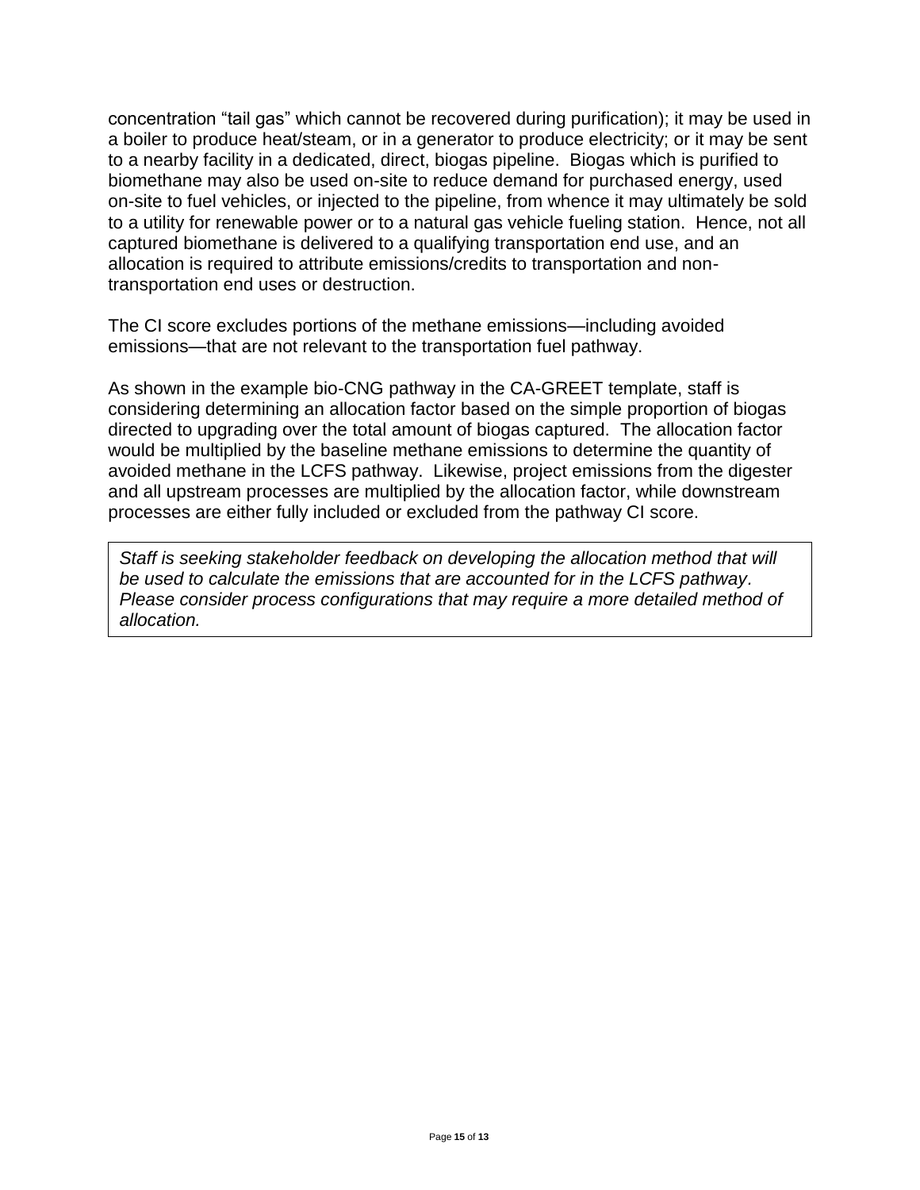concentration “tail gas” which cannot be recovered during purification); it may be used in a boiler to produce heat/steam, or in a generator to produce electricity; or it may be sent to a nearby facility in a dedicated, direct, biogas pipeline. Biogas which is purified to biomethane may also be used on-site to reduce demand for purchased energy, used on-site to fuel vehicles, or injected to the pipeline, from whence it may ultimately be sold to a utility for renewable power or to a natural gas vehicle fueling station. Hence, not all captured biomethane is delivered to a qualifying transportation end use, and an allocation is required to attribute emissions/credits to transportation and non-transportation end uses or destruction.

The CI score excludes portions of the methane emissions—including avoided emissions—that are not relevant to the transportation fuel pathway.

As shown in the example bio-CNG pathway in the CA-GREET template, staff is considering determining an allocation factor based on the simple proportion of biogas directed to upgrading over the total amount of biogas captured. The allocation factor would be multiplied by the baseline methane emissions to determine the quantity of avoided methane in the LCFS pathway. Likewise, project emissions from the digester and all upstream processes are multiplied by the allocation factor, while downstream processes are either fully included or excluded from the pathway CI score.

*Staff is seeking stakeholder feedback on developing the allocation method that will be used to calculate the emissions that are accounted for in the LCFS pathway. Please consider process configurations that may require a more detailed method of allocation.*